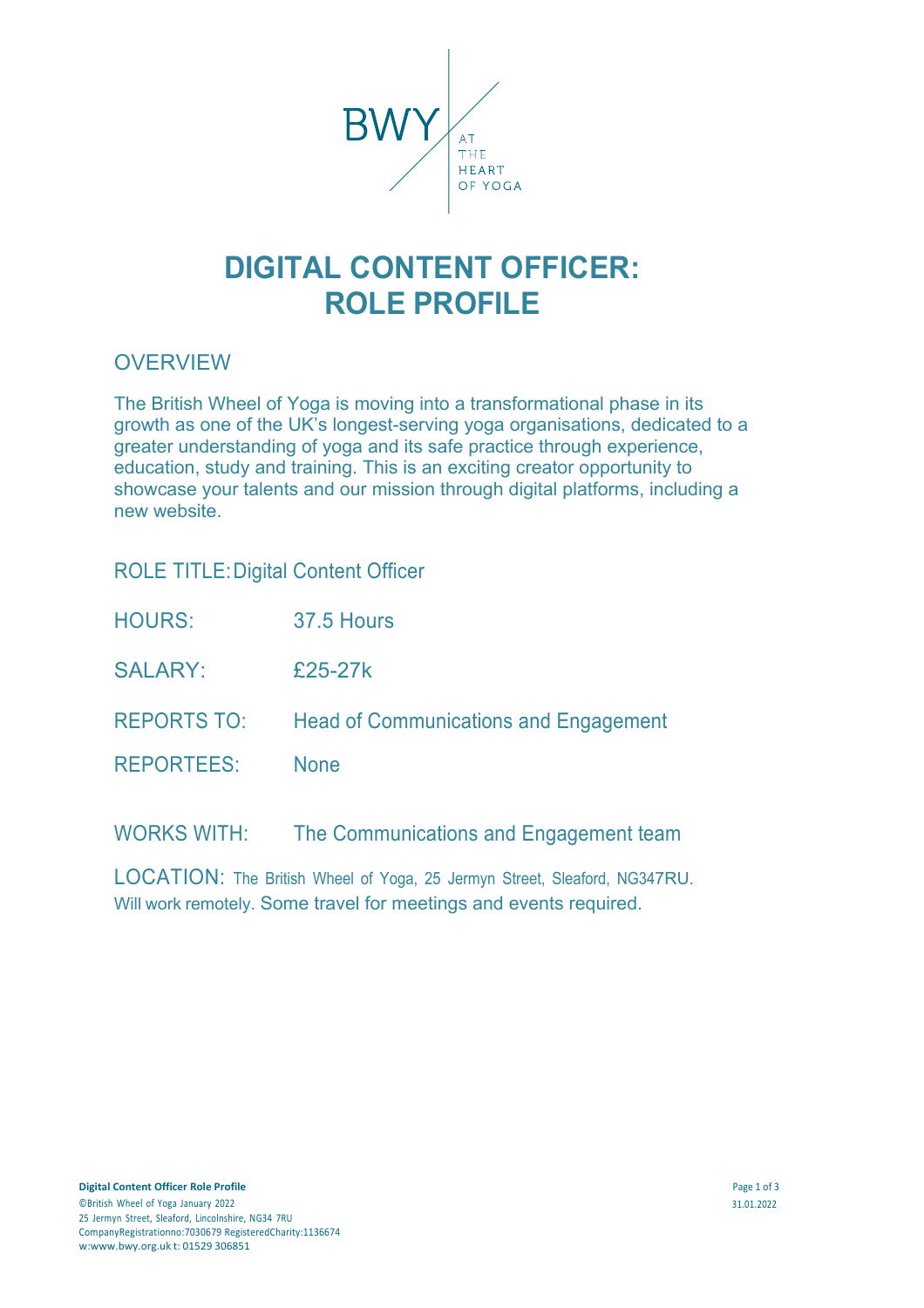BWY AT THE HEART OF YOGA

# DIGITAL CONTENT OFFICER: ROLE PROFILE

## OVERVIEW

The British Wheel of Yoga is moving into a transformational phase in its growth as one of the UK's longest-serving yoga organisations, dedicated to a greater understanding of yoga and its safe practice through experience, education, study and training. This is an exciting creator opportunity to showcase your talents and our mission through digital platforms, including a new website.

ROLE TITLE: Digital Content Officer

HOURS: 37.5 Hours

SALARY: £25-27k

REPORTS TO: Head of Communications and Engagement

REPORTEES: None

WORKS WITH: The Communications and Engagement team

LOCATION: The British Wheel of Yoga, 25 Jermyn Street, Sleaford, NG347RU. Will work remotely. Some travel for meetings and events required.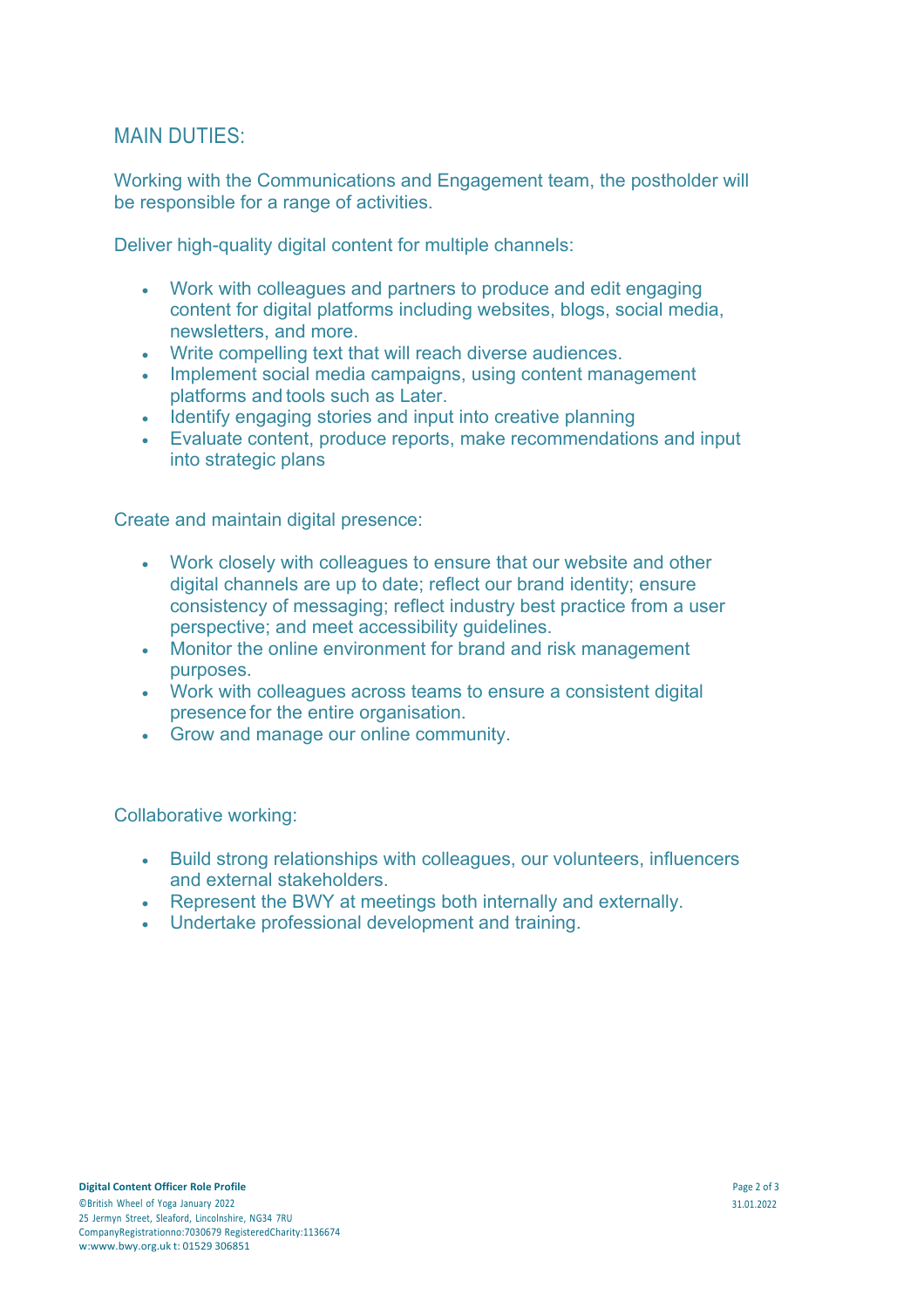## MAIN DUTIES:

Working with the Communications and Engagement team, the postholder will be responsible for a range of activities.

Deliver high-quality digital content for multiple channels:

- Work with colleagues and partners to produce and edit engaging content for digital platforms including websites, blogs, social media, newsletters, and more.
- Write compelling text that will reach diverse audiences.
- Implement social media campaigns, using content management platforms and tools such as Later.
- Identify engaging stories and input into creative planning
- Evaluate content, produce reports, make recommendations and input into strategic plans

Create and maintain digital presence:

- Work closely with colleagues to ensure that our website and other digital channels are up to date; reflect our brand identity; ensure consistency of messaging; reflect industry best practice from a user perspective; and meet accessibility guidelines.
- Monitor the online environment for brand and risk management purposes.
- Work with colleagues across teams to ensure a consistent digital presence for the entire organisation.
- Grow and manage our online community.

Collaborative working:

- Build strong relationships with colleagues, our volunteers, influencers and external stakeholders.
- Represent the BWY at meetings both internally and externally.
- Undertake professional development and training.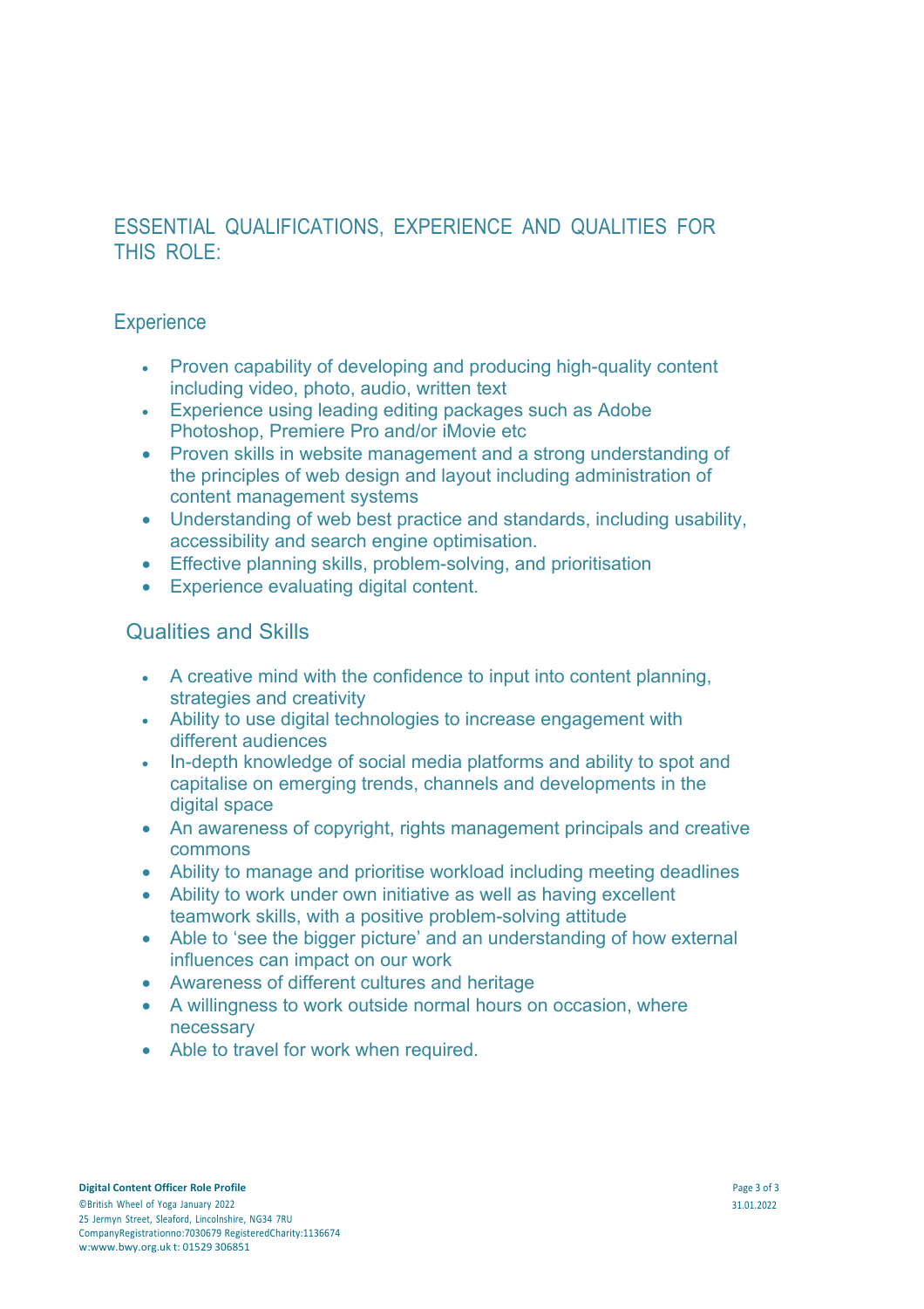## ESSENTIAL QUALIFICATIONS, EXPERIENCE AND QUALITIES FOR THIS ROLE:

### Experience

- Proven capability of developing and producing high-quality content including video, photo, audio, written text
- Experience using leading editing packages such as Adobe Photoshop, Premiere Pro and/or iMovie etc
- Proven skills in website management and a strong understanding of the principles of web design and layout including administration of content management systems
- Understanding of web best practice and standards, including usability, accessibility and search engine optimisation.
- Effective planning skills, problem-solving, and prioritisation
- Experience evaluating digital content.

### Qualities and Skills

- A creative mind with the confidence to input into content planning, strategies and creativity
- Ability to use digital technologies to increase engagement with different audiences
- In-depth knowledge of social media platforms and ability to spot and capitalise on emerging trends, channels and developments in the digital space
- An awareness of copyright, rights management principals and creative commons
- Ability to manage and prioritise workload including meeting deadlines
- Ability to work under own initiative as well as having excellent teamwork skills, with a positive problem-solving attitude
- Able to 'see the bigger picture' and an understanding of how external influences can impact on our work
- Awareness of different cultures and heritage
- A willingness to work outside normal hours on occasion, where necessary
- Able to travel for work when required.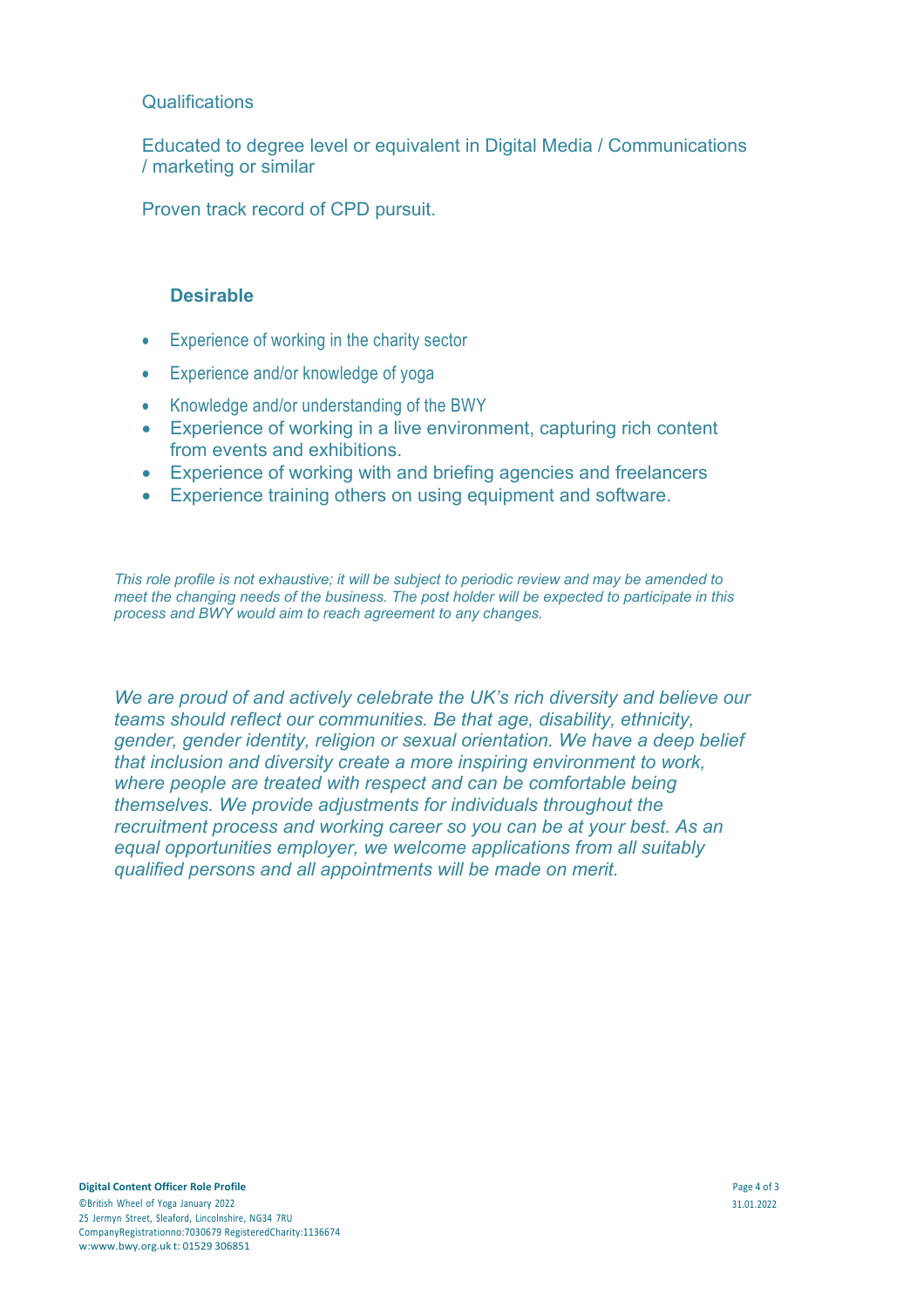Qualifications

Educated to degree level or equivalent in Digital Media / Communications / marketing or similar

Proven track record of CPD pursuit.

### Desirable

- Experience of working in the charity sector
- Experience and/or knowledge of yoga
- Knowledge and/or understanding of the BWY
- Experience of working in a live environment, capturing rich content from events and exhibitions.
- Experience of working with and briefing agencies and freelancers
- Experience training others on using equipment and software.

*This role profile is not exhaustive; it will be subject to periodic review and may be amended to meet the changing needs of the business. The post holder will be expected to participate in this process and BWY would aim to reach agreement to any changes.*

*We are proud of and actively celebrate the UK's rich diversity and believe our teams should reflect our communities. Be that age, disability, ethnicity, gender, gender identity, religion or sexual orientation. We have a deep belief that inclusion and diversity create a more inspiring environment to work, where people are treated with respect and can be comfortable being themselves. We provide adjustments for individuals throughout the recruitment process and working career so you can be at your best. As an equal opportunities employer, we welcome applications from all suitably qualified persons and all appointments will be made on merit.*